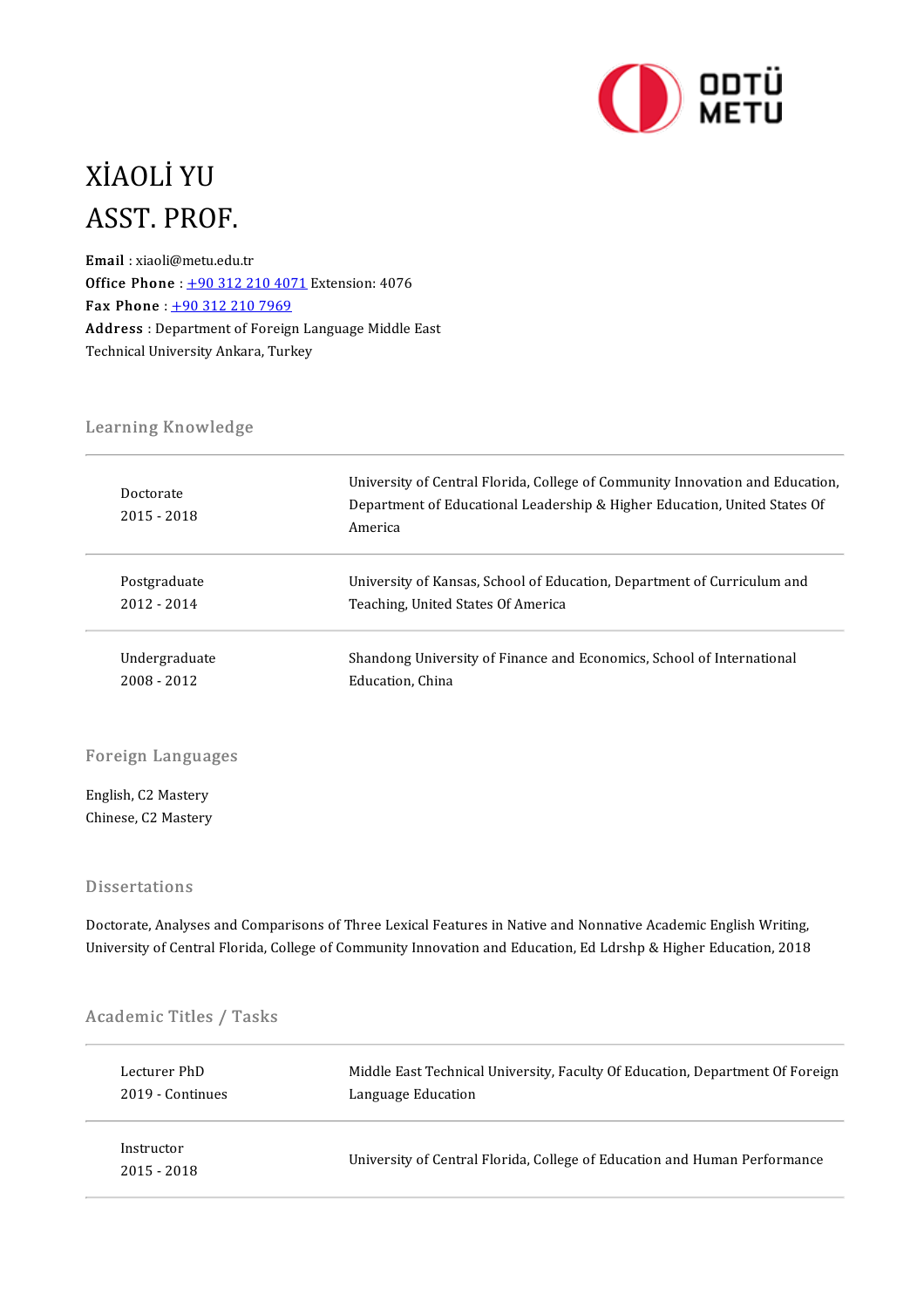# XİAOLİ YU
# ASST. PROF.

**Email** : xiaoli@metu.edu.tr
**Office Phone** : +90 312 210 4071 Extension: 4076
**Fax Phone** : +90 312 210 7969
**Address** : Department of Foreign Language Middle East Technical University Ankara, Turkey

## Learning Knowledge

| | |
|---|---|
| Doctorate<br>2015 - 2018 | University of Central Florida, College of Community Innovation and Education, Department of Educational Leadership & Higher Education, United States Of America |
| Postgraduate<br>2012 - 2014 | University of Kansas, School of Education, Department of Curriculum and Teaching, United States Of America |
| Undergraduate<br>2008 - 2012 | Shandong University of Finance and Economics, School of International Education, China |

## Foreign Languages

English, C2 Mastery
Chinese, C2 Mastery

## Dissertations

Doctorate, Analyses and Comparisons of Three Lexical Features in Native and Nonnative Academic English Writing, University of Central Florida, College of Community Innovation and Education, Ed Ldrshp & Higher Education, 2018

## Academic Titles / Tasks

| | |
|---|---|
| Lecturer PhD<br>2019 - Continues | Middle East Technical University, Faculty Of Education, Department Of Foreign Language Education |
| Instructor<br>2015 - 2018 | University of Central Florida, College of Education and Human Performance |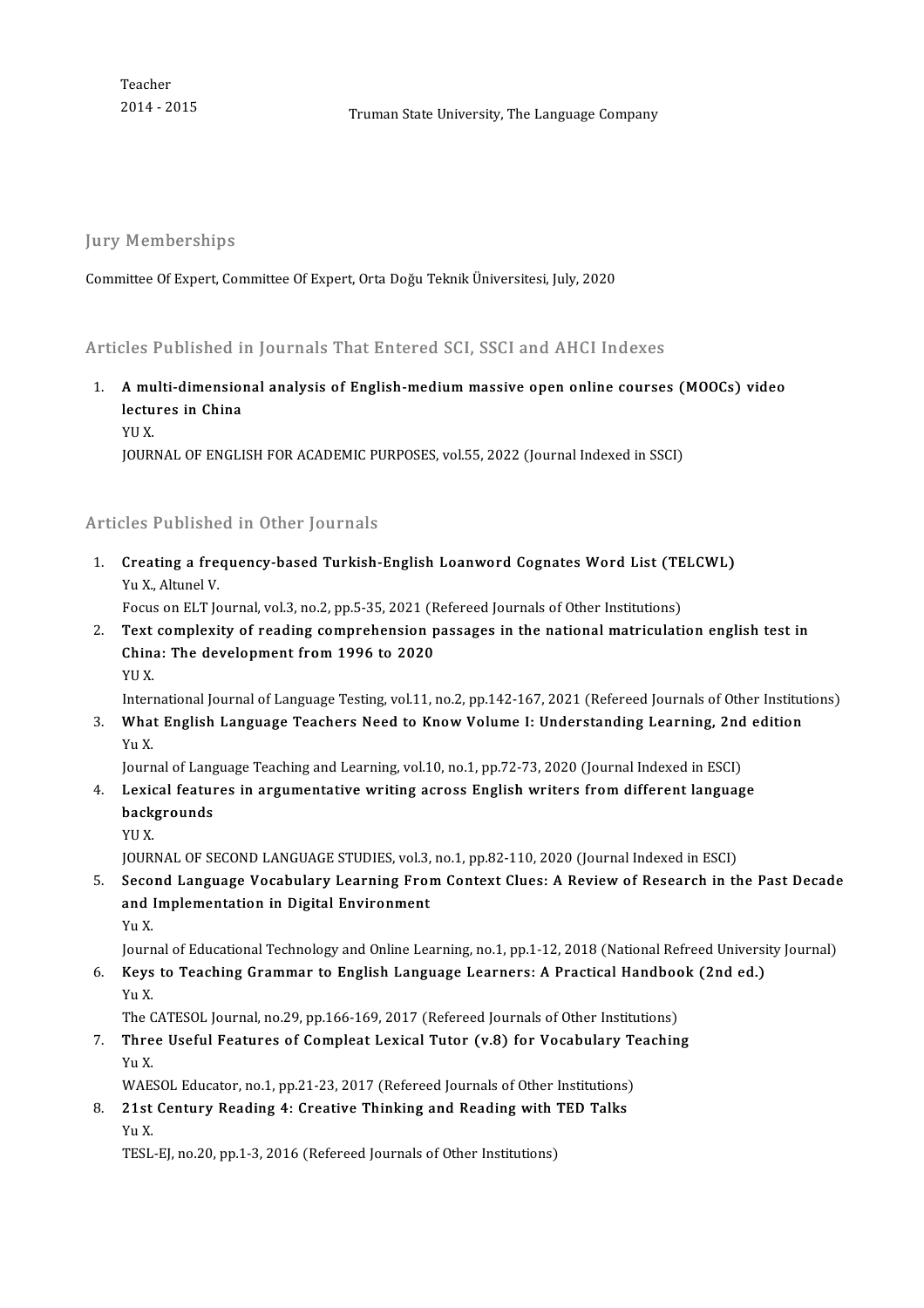Teacher
2014 - 2015 Truman State University, The Language Company

## Jury Memberships

Committee Of Expert, Committee Of Expert, Orta Doğu Teknik Üniversitesi, July, 2020

## Articles Published in Journals That Entered SCI, SSCI and AHCI Indexes

1. **A multi-dimensional analysis of English-medium massive open online courses (MOOCs) video lectures in China**
   YU X.
   JOURNAL OF ENGLISH FOR ACADEMIC PURPOSES, vol.55, 2022 (Journal Indexed in SSCI)

## Articles Published in Other Journals

1. **Creating a frequency-based Turkish-English Loanword Cognates Word List (TELCWL)**
   Yu X., Altunel V.
   Focus on ELT Journal, vol.3, no.2, pp.5-35, 2021 (Refereed Journals of Other Institutions)
2. **Text complexity of reading comprehension passages in the national matriculation english test in China: The development from 1996 to 2020**
   YU X.
   International Journal of Language Testing, vol.11, no.2, pp.142-167, 2021 (Refereed Journals of Other Institutions)
3. **What English Language Teachers Need to Know Volume I: Understanding Learning, 2nd edition**
   Yu X.
   Journal of Language Teaching and Learning, vol.10, no.1, pp.72-73, 2020 (Journal Indexed in ESCI)
4. **Lexical features in argumentative writing across English writers from different language backgrounds**
   YU X.
   JOURNAL OF SECOND LANGUAGE STUDIES, vol.3, no.1, pp.82-110, 2020 (Journal Indexed in ESCI)
5. **Second Language Vocabulary Learning From Context Clues: A Review of Research in the Past Decade and Implementation in Digital Environment**
   Yu X.
   Journal of Educational Technology and Online Learning, no.1, pp.1-12, 2018 (National Refreed University Journal)
6. **Keys to Teaching Grammar to English Language Learners: A Practical Handbook (2nd ed.)**
   Yu X.
   The CATESOL Journal, no.29, pp.166-169, 2017 (Refereed Journals of Other Institutions)
7. **Three Useful Features of Compleat Lexical Tutor (v.8) for Vocabulary Teaching**
   Yu X.
   WAESOL Educator, no.1, pp.21-23, 2017 (Refereed Journals of Other Institutions)
8. **21st Century Reading 4: Creative Thinking and Reading with TED Talks**
   Yu X.
   TESL-EJ, no.20, pp.1-3, 2016 (Refereed Journals of Other Institutions)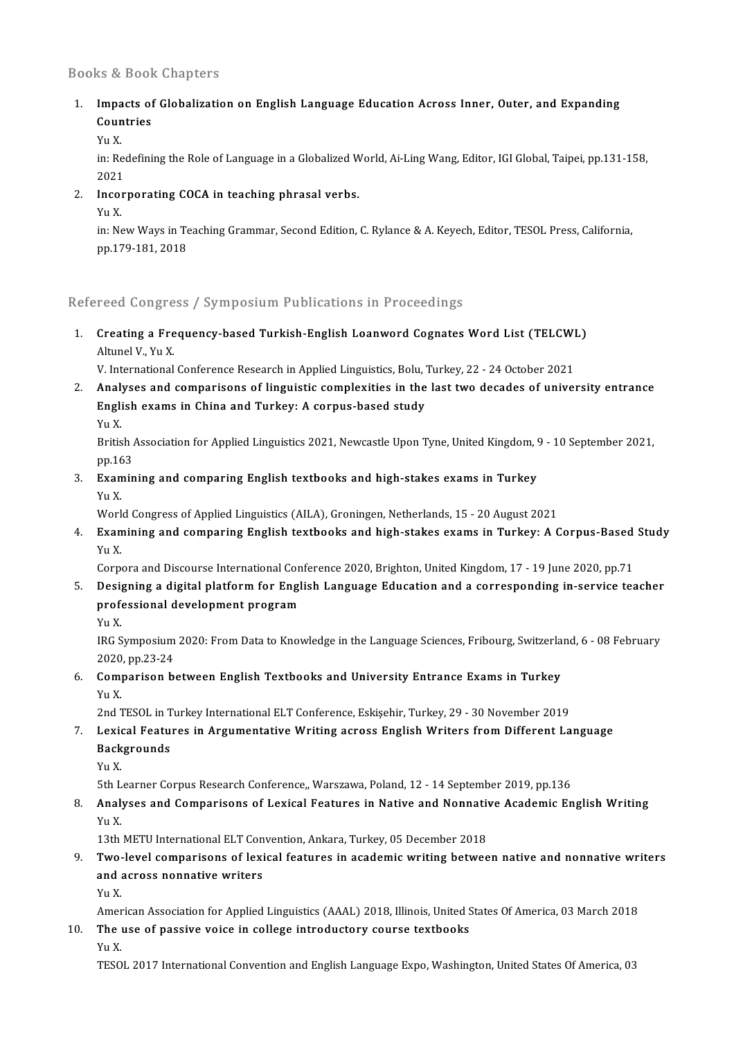## Books & Book Chapters

1. **Impacts of Globalization on English Language Education Across Inner, Outer, and Expanding Countries**
   Yu X.
   in: Redefining the Role of Language in a Globalized World, Ai-Ling Wang, Editor, IGI Global, Taipei, pp.131-158, 2021
2. **Incorporating COCA in teaching phrasal verbs.**
   Yu X.
   in: New Ways in Teaching Grammar, Second Edition, C. Rylance & A. Keyech, Editor, TESOL Press, California, pp.179-181, 2018

## Refereed Congress / Symposium Publications in Proceedings

1. **Creating a Frequency-based Turkish-English Loanword Cognates Word List (TELCWL)**
   Altunel V., Yu X.
   V. International Conference Research in Applied Linguistics, Bolu, Turkey, 22 - 24 October 2021
2. **Analyses and comparisons of linguistic complexities in the last two decades of university entrance English exams in China and Turkey: A corpus-based study**
   Yu X.
   British Association for Applied Linguistics 2021, Newcastle Upon Tyne, United Kingdom, 9 - 10 September 2021, pp.163
3. **Examining and comparing English textbooks and high-stakes exams in Turkey**
   Yu X.
   World Congress of Applied Linguistics (AILA), Groningen, Netherlands, 15 - 20 August 2021
4. **Examining and comparing English textbooks and high-stakes exams in Turkey: A Corpus-Based Study**
   Yu X.
   Corpora and Discourse International Conference 2020, Brighton, United Kingdom, 17 - 19 June 2020, pp.71
5. **Designing a digital platform for English Language Education and a corresponding in-service teacher professional development program**
   Yu X.
   IRG Symposium 2020: From Data to Knowledge in the Language Sciences, Fribourg, Switzerland, 6 - 08 February 2020, pp.23-24
6. **Comparison between English Textbooks and University Entrance Exams in Turkey**
   Yu X.
   2nd TESOL in Turkey International ELT Conference, Eskişehir, Turkey, 29 - 30 November 2019
7. **Lexical Features in Argumentative Writing across English Writers from Different Language Backgrounds**
   Yu X.
   5th Learner Corpus Research Conference,, Warszawa, Poland, 12 - 14 September 2019, pp.136
8. **Analyses and Comparisons of Lexical Features in Native and Nonnative Academic English Writing**
   Yu X.
   13th METU International ELT Convention, Ankara, Turkey, 05 December 2018
9. **Two-level comparisons of lexical features in academic writing between native and nonnative writers and across nonnative writers**
   Yu X.
   American Association for Applied Linguistics (AAAL) 2018, Illinois, United States Of America, 03 March 2018
10. **The use of passive voice in college introductory course textbooks**
    Yu X.
    TESOL 2017 International Convention and English Language Expo, Washington, United States Of America, 03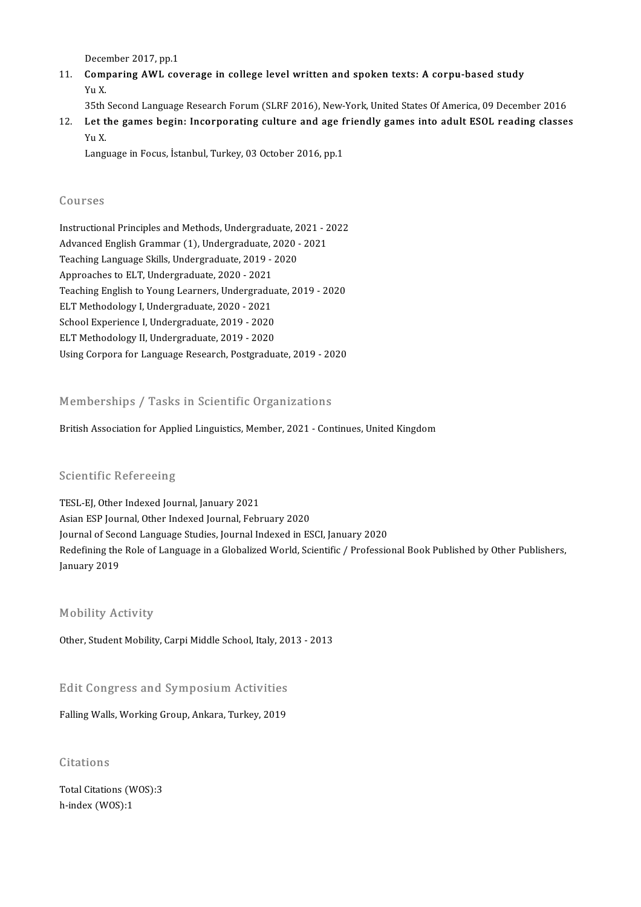December 2017, pp.1

11. **Comparing AWL coverage in college level written and spoken texts: A corpu-based study**
    Yu X.
    35th Second Language Research Forum (SLRF 2016), New-York, United States Of America, 09 December 2016
12. **Let the games begin: Incorporating culture and age friendly games into adult ESOL reading classes**
    Yu X.
    Language in Focus, İstanbul, Turkey, 03 October 2016, pp.1

## Courses

Instructional Principles and Methods, Undergraduate, 2021 - 2022
Advanced English Grammar (1), Undergraduate, 2020 - 2021
Teaching Language Skills, Undergraduate, 2019 - 2020
Approaches to ELT, Undergraduate, 2020 - 2021
Teaching English to Young Learners, Undergraduate, 2019 - 2020
ELT Methodology I, Undergraduate, 2020 - 2021
School Experience I, Undergraduate, 2019 - 2020
ELT Methodology II, Undergraduate, 2019 - 2020
Using Corpora for Language Research, Postgraduate, 2019 - 2020

## Memberships / Tasks in Scientific Organizations

British Association for Applied Linguistics, Member, 2021 - Continues, United Kingdom

## Scientific Refereeing

TESL-EJ, Other Indexed Journal, January 2021
Asian ESP Journal, Other Indexed Journal, February 2020
Journal of Second Language Studies, Journal Indexed in ESCI, January 2020
Redefining the Role of Language in a Globalized World, Scientific / Professional Book Published by Other Publishers, January 2019

## Mobility Activity

Other, Student Mobility, Carpi Middle School, Italy, 2013 - 2013

## Edit Congress and Symposium Activities

Falling Walls, Working Group, Ankara, Turkey, 2019

## Citations

Total Citations (WOS):3
h-index (WOS):1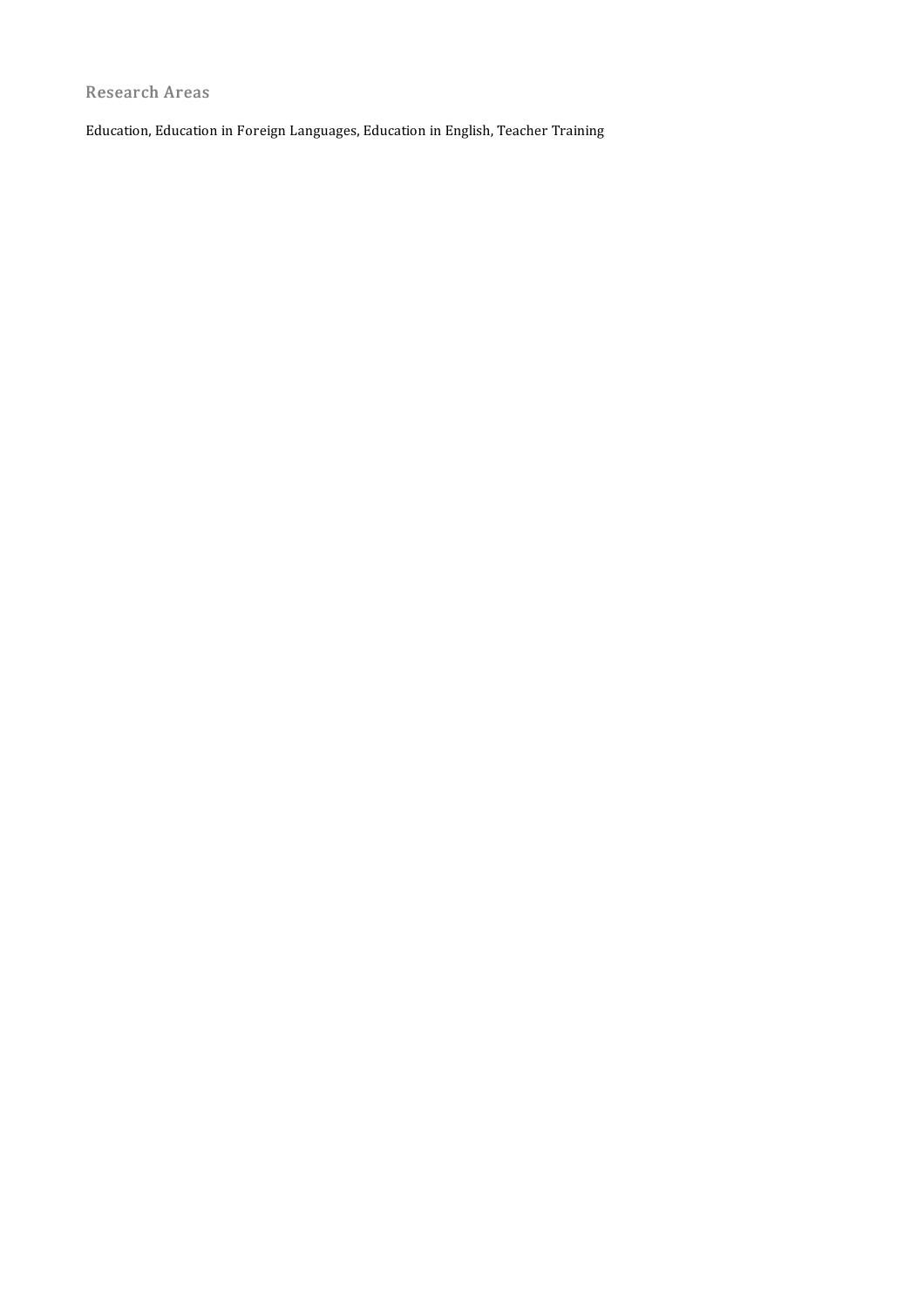## Research Areas

Education, Education in Foreign Languages, Education in English, Teacher Training